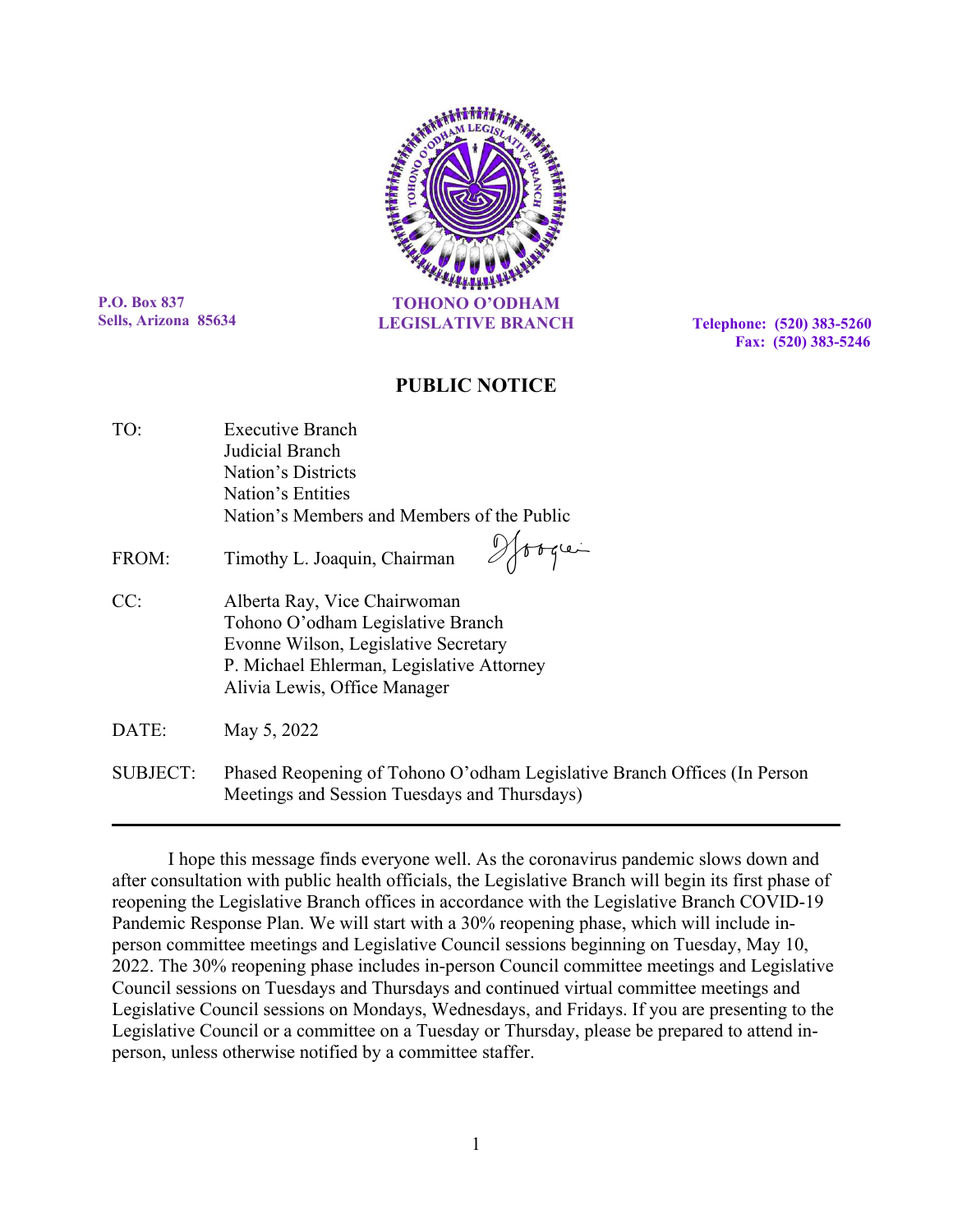P.O. Box 837
Sells, Arizona 85634

**TOHONO O'ODHAM LEGISLATIVE BRANCH**

Telephone: (520) 383-5260
Fax: (520) 383-5246

## PUBLIC NOTICE

TO: Executive Branch
Judicial Branch
Nation's Districts
Nation's Entities
Nation's Members and Members of the Public

FROM: Timothy L. Joaquin, Chairman

CC: Alberta Ray, Vice Chairwoman
Tohono O'odham Legislative Branch
Evonne Wilson, Legislative Secretary
P. Michael Ehlerman, Legislative Attorney
Alivia Lewis, Office Manager

DATE: May 5, 2022

SUBJECT: Phased Reopening of Tohono O'odham Legislative Branch Offices (In Person Meetings and Session Tuesdays and Thursdays)

---

I hope this message finds everyone well. As the coronavirus pandemic slows down and after consultation with public health officials, the Legislative Branch will begin its first phase of reopening the Legislative Branch offices in accordance with the Legislative Branch COVID-19 Pandemic Response Plan. We will start with a 30% reopening phase, which will include in-person committee meetings and Legislative Council sessions beginning on Tuesday, May 10, 2022. The 30% reopening phase includes in-person Council committee meetings and Legislative Council sessions on Tuesdays and Thursdays and continued virtual committee meetings and Legislative Council sessions on Mondays, Wednesdays, and Fridays. If you are presenting to the Legislative Council or a committee on a Tuesday or Thursday, please be prepared to attend in-person, unless otherwise notified by a committee staffer.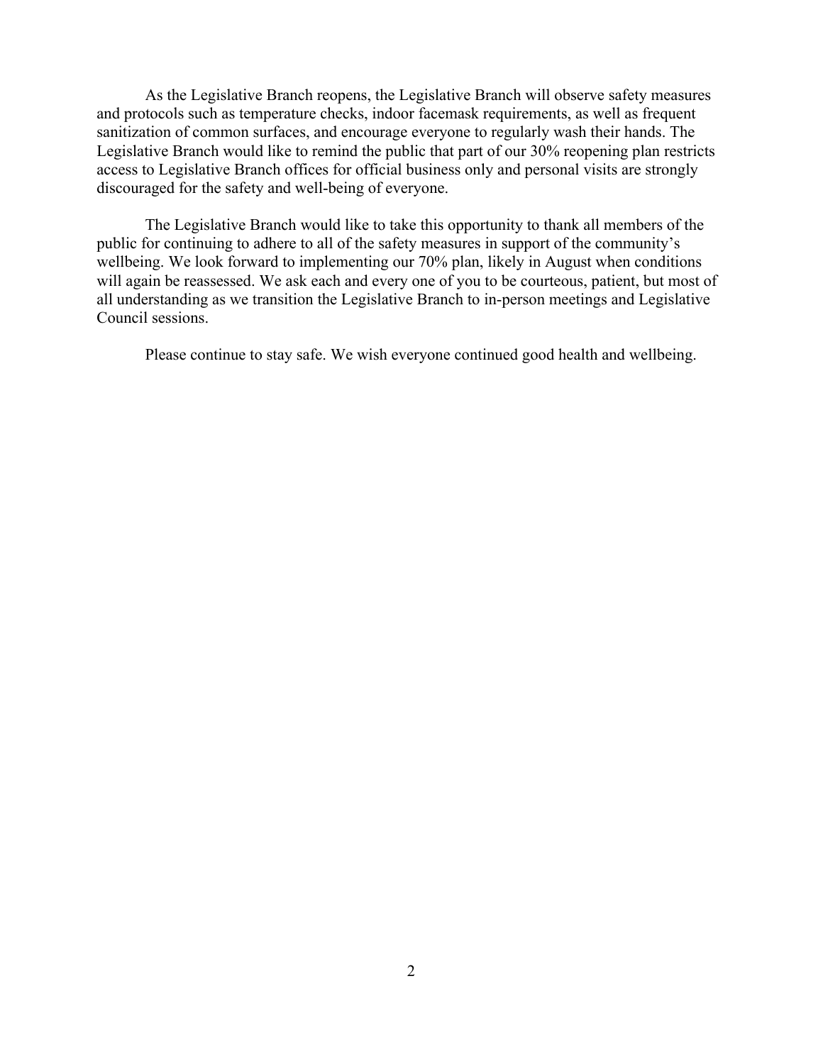As the Legislative Branch reopens, the Legislative Branch will observe safety measures and protocols such as temperature checks, indoor facemask requirements, as well as frequent sanitization of common surfaces, and encourage everyone to regularly wash their hands. The Legislative Branch would like to remind the public that part of our 30% reopening plan restricts access to Legislative Branch offices for official business only and personal visits are strongly discouraged for the safety and well-being of everyone.

The Legislative Branch would like to take this opportunity to thank all members of the public for continuing to adhere to all of the safety measures in support of the community's wellbeing. We look forward to implementing our 70% plan, likely in August when conditions will again be reassessed. We ask each and every one of you to be courteous, patient, but most of all understanding as we transition the Legislative Branch to in-person meetings and Legislative Council sessions.

Please continue to stay safe. We wish everyone continued good health and wellbeing.